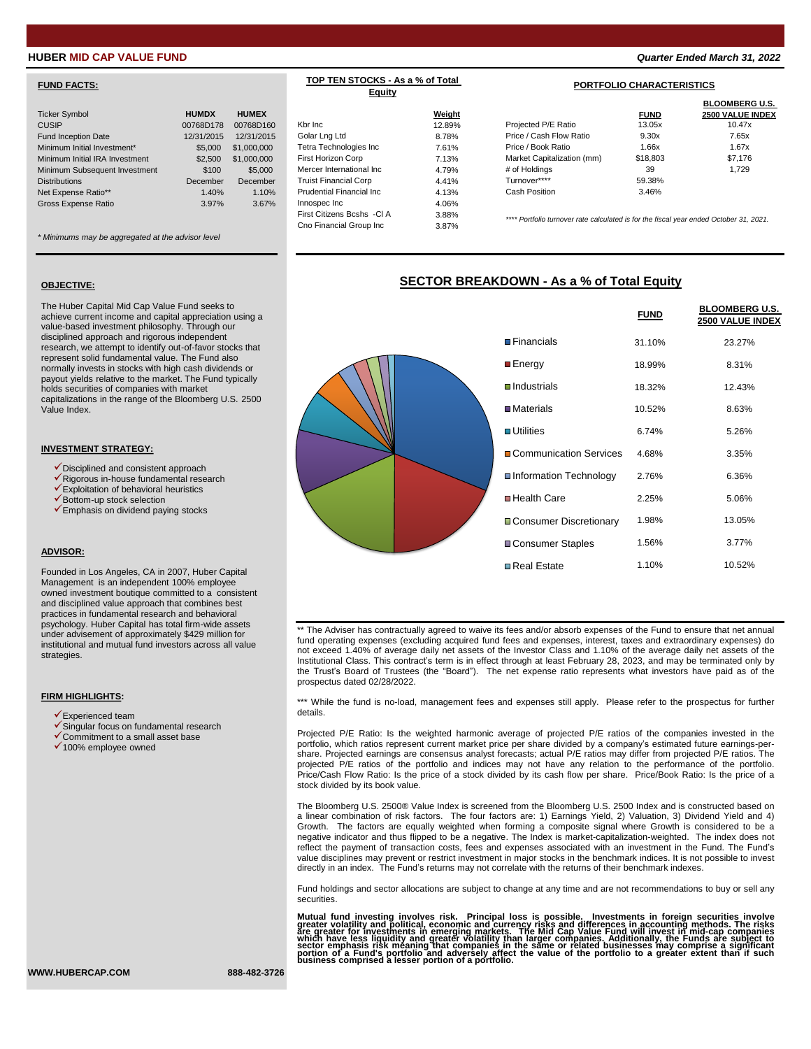# HUBER MID CAP VALUE FUND

*Quarter Ended March 31, 2022*

## FUND FACTS:

| | HUMDX | HUMEX |
|---|---|---|
| Ticker Symbol | HUMDX | HUMEX |
| CUSIP | 00768D178 | 00768D160 |
| Fund Inception Date | 12/31/2015 | 12/31/2015 |
| Minimum Initial Investment* | $5,000 | $1,000,000 |
| Minimum Initial IRA Investment | $2,500 | $1,000,000 |
| Minimum Subsequent Investment | $100 | $5,000 |
| Distributions | December | December |
| Net Expense Ratio** | 1.40% | 1.10% |
| Gross Expense Ratio | 3.97% | 3.67% |

*\* Minimums may be aggregated at the advisor level*

## TOP TEN STOCKS - As a % of Total Equity

| | Weight |
|---|---|
| Kbr Inc | 12.89% |
| Golar Lng Ltd | 8.78% |
| Tetra Technologies Inc | 7.61% |
| First Horizon Corp | 7.13% |
| Mercer International Inc | 4.79% |
| Truist Financial Corp | 4.41% |
| Prudential Financial Inc | 4.13% |
| Innospec Inc | 4.06% |
| First Citizens Bcshs -Cl A | 3.88% |
| Cno Financial Group Inc | 3.87% |

## PORTFOLIO CHARACTERISTICS

| | FUND | BLOOMBERG U.S. 2500 VALUE INDEX |
|---|---|---|
| Projected P/E Ratio | 13.05x | 10.47x |
| Price / Cash Flow Ratio | 9.30x | 7.65x |
| Price / Book Ratio | 1.66x | 1.67x |
| Market Capitalization (mm) | $18,803 | $7,176 |
| # of Holdings | 39 | 1,729 |
| Turnover**** | 59.38% | |
| Cash Position | 3.46% | |

*\*\*\*\* Portfolio turnover rate calculated is for the fiscal year ended October 31, 2021.*

## OBJECTIVE:

The Huber Capital Mid Cap Value Fund seeks to achieve current income and capital appreciation using a value-based investment philosophy. Through our disciplined approach and rigorous independent research, we attempt to identify out-of-favor stocks that represent solid fundamental value. The Fund also normally invests in stocks with high cash dividends or payout yields relative to the market. The Fund typically holds securities of companies with market capitalizations in the range of the Bloomberg U.S. 2500 Value Index.

## INVESTMENT STRATEGY:

- ✓Disciplined and consistent approach
- ✓Rigorous in-house fundamental research
- ✓Exploitation of behavioral heuristics
- ✓Bottom-up stock selection
- ✓Emphasis on dividend paying stocks

## ADVISOR:

Founded in Los Angeles, CA in 2007, Huber Capital Management is an independent 100% employee owned investment boutique committed to a consistent and disciplined value approach that combines best practices in fundamental research and behavioral psychology. Huber Capital has total firm-wide assets under advisement of approximately $429 million for institutional and mutual fund investors across all value strategies.

## FIRM HIGHLIGHTS:

- ✓Experienced team
- ✓Singular focus on fundamental research
- ✓Commitment to a small asset base
- ✓100% employee owned

## SECTOR BREAKDOWN - As a % of Total Equity

| | FUND | BLOOMBERG U.S. 2500 VALUE INDEX |
|---|---|---|
| Financials | 31.10% | 23.27% |
| Energy | 18.99% | 8.31% |
| Industrials | 18.32% | 12.43% |
| Materials | 10.52% | 8.63% |
| Utilities | 6.74% | 5.26% |
| Communication Services | 4.68% | 3.35% |
| Information Technology | 2.76% | 6.36% |
| Health Care | 2.25% | 5.06% |
| Consumer Discretionary | 1.98% | 13.05% |
| Consumer Staples | 1.56% | 3.77% |
| Real Estate | 1.10% | 10.52% |

\*\* The Adviser has contractually agreed to waive its fees and/or absorb expenses of the Fund to ensure that net annual fund operating expenses (excluding acquired fund fees and expenses, interest, taxes and extraordinary expenses) do not exceed 1.40% of average daily net assets of the Investor Class and 1.10% of the average daily net assets of the Institutional Class. This contract's term is in effect through at least February 28, 2023, and may be terminated only by the Trust's Board of Trustees (the "Board"). The net expense ratio represents what investors have paid as of the prospectus dated 02/28/2022.

\*\*\* While the fund is no-load, management fees and expenses still apply. Please refer to the prospectus for further details.

Projected P/E Ratio: Is the weighted harmonic average of projected P/E ratios of the companies invested in the portfolio, which ratios represent current market price per share divided by a company's estimated future earnings-per-share. Projected earnings are consensus analyst forecasts; actual P/E ratios may differ from projected P/E ratios. The projected P/E ratios of the portfolio and indices may not have any relation to the performance of the portfolio. Price/Cash Flow Ratio: Is the price of a stock divided by its cash flow per share. Price/Book Ratio: Is the price of a stock divided by its book value.

The Bloomberg U.S. 2500® Value Index is screened from the Bloomberg U.S. 2500 Index and is constructed based on a linear combination of risk factors. The four factors are: 1) Earnings Yield, 2) Valuation, 3) Dividend Yield and 4) Growth. The factors are equally weighted when forming a composite signal where Growth is considered to be a negative indicator and thus flipped to be a negative. The Index is market-capitalization-weighted. The index does not reflect the payment of transaction costs, fees and expenses associated with an investment in the Fund. The Fund's value disciplines may prevent or restrict investment in major stocks in the benchmark indices. It is not possible to invest directly in an index. The Fund's returns may not correlate with the returns of their benchmark indexes.

Fund holdings and sector allocations are subject to change at any time and are not recommendations to buy or sell any securities.

**Mutual fund investing involves risk. Principal loss is possible. Investments in foreign securities involve greater volatility and political, economic and currency risks and differences in accounting methods. The risks are greater for investments in emerging markets. The Mid Cap Value Fund will invest in mid-cap companies which have less liquidity and greater volatility than larger companies. Additionally, the Funds are subject to sector emphasis risk meaning that companies in the same or related businesses may comprise a significant portion of a Fund's portfolio and adversely affect the value of the portfolio to a greater extent than if such business comprised a lesser portion of a portfolio.**

WWW.HUBERCAP.COM 888-482-3726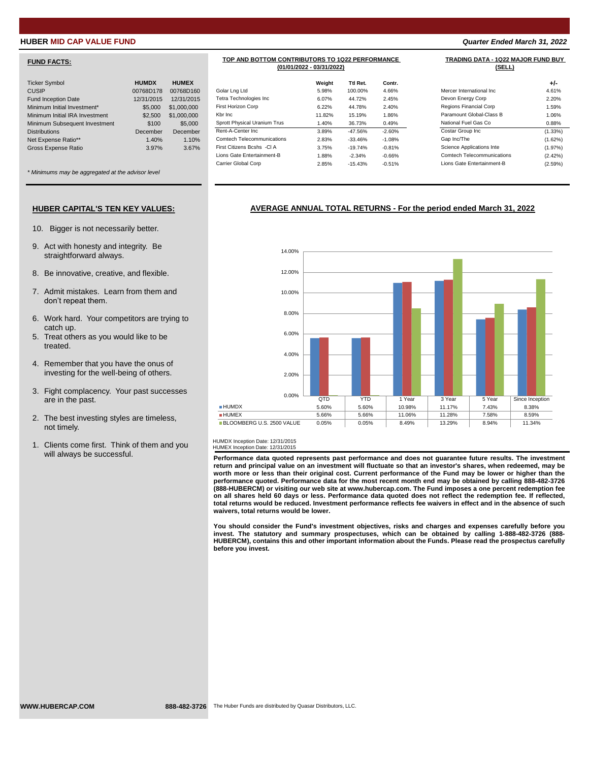# HUBER MID CAP VALUE FUND

*Quarter Ended March 31, 2022*

## FUND FACTS:

| | HUMDX | HUMEX |
|---|---|---|
| Ticker Symbol | HUMDX | HUMEX |
| CUSIP | 00768D178 | 00768D160 |
| Fund Inception Date | 12/31/2015 | 12/31/2015 |
| Minimum Initial Investment* | $5,000 | $1,000,000 |
| Minimum Initial IRA Investment | $2,500 | $1,000,000 |
| Minimum Subsequent Investment | $100 | $5,000 |
| Distributions | December | December |
| Net Expense Ratio** | 1.40% | 1.10% |
| Gross Expense Ratio | 3.97% | 3.67% |

*\* Minimums may be aggregated at the advisor level*

## TOP AND BOTTOM CONTRIBUTORS TO 1Q22 PERFORMANCE (01/01/2022 - 03/31/2022)

| | Weight | Ttl Ret. | Contr. |
|---|---|---|---|
| Golar Lng Ltd | 5.98% | 100.00% | 4.66% |
| Tetra Technologies Inc | 6.07% | 44.72% | 2.45% |
| First Horizon Corp | 6.22% | 44.78% | 2.40% |
| Kbr Inc | 11.82% | 15.19% | 1.86% |
| Sprott Physical Uranium Trus | 1.40% | 36.73% | 0.49% |
| Rent-A-Center Inc | 3.89% | -47.56% | -2.60% |
| Comtech Telecommunications | 2.83% | -33.46% | -1.08% |
| First Citizens Bcshs -Cl A | 3.75% | -19.74% | -0.81% |
| Lions Gate Entertainment-B | 1.88% | -2.34% | -0.66% |
| Carrier Global Corp | 2.85% | -15.43% | -0.51% |

## TRADING DATA - 1Q22 MAJOR FUND BUY (SELL)

| | +/- |
|---|---|
| Mercer International Inc | 4.61% |
| Devon Energy Corp | 2.20% |
| Regions Financial Corp | 1.59% |
| Paramount Global-Class B | 1.06% |
| National Fuel Gas Co | 0.88% |
| Costar Group Inc | (1.33%) |
| Gap Inc/The | (1.62%) |
| Science Applications Inte | (1.97%) |
| Comtech Telecommunications | (2.42%) |
| Lions Gate Entertainment-B | (2.59%) |

## HUBER CAPITAL'S TEN KEY VALUES:

10. Bigger is not necessarily better.
9. Act with honesty and integrity. Be straightforward always.
8. Be innovative, creative, and flexible.
7. Admit mistakes. Learn from them and don't repeat them.
6. Work hard. Your competitors are trying to catch up.
5. Treat others as you would like to be treated.
4. Remember that you have the onus of investing for the well-being of others.
3. Fight complacency. Your past successes are in the past.
2. The best investing styles are timeless, not timely.
1. Clients come first. Think of them and you will always be successful.

## AVERAGE ANNUAL TOTAL RETURNS - For the period ended March 31, 2022

14.00%
12.00%
10.00%
8.00%
6.00%
4.00%
2.00%
0.00%

| | QTD | YTD | 1 Year | 3 Year | 5 Year | Since Inception |
|---|---|---|---|---|---|---|
| HUMDX | 5.60% | 5.60% | 10.98% | 11.17% | 7.43% | 8.38% |
| HUMEX | 5.66% | 5.66% | 11.06% | 11.28% | 7.58% | 8.59% |
| BLOOMBERG U.S. 2500 VALUE | 0.05% | 0.05% | 8.49% | 13.29% | 8.94% | 11.34% |

HUMDX Inception Date: 12/31/2015
HUMEX Inception Date: 12/31/2015

**Performance data quoted represents past performance and does not guarantee future results. The investment return and principal value on an investment will fluctuate so that an investor's shares, when redeemed, may be worth more or less than their original cost. Current performance of the Fund may be lower or higher than the performance quoted. Performance data for the most recent month end may be obtained by calling 888-482-3726 (888-HUBERCM) or visiting our web site at www.hubercap.com. The Fund imposes a one percent redemption fee on all shares held 60 days or less. Performance data quoted does not reflect the redemption fee. If reflected, total returns would be reduced. Investment performance reflects fee waivers in effect and in the absence of such waivers, total returns would be lower.**

**You should consider the Fund's investment objectives, risks and charges and expenses carefully before you invest. The statutory and summary prospectuses, which can be obtained by calling 1-888-482-3726 (888-HUBERCM), contains this and other important information about the Funds. Please read the prospectus carefully before you invest.**

**WWW.HUBERCAP.COM** **888-482-3726** The Huber Funds are distributed by Quasar Distributors, LLC.